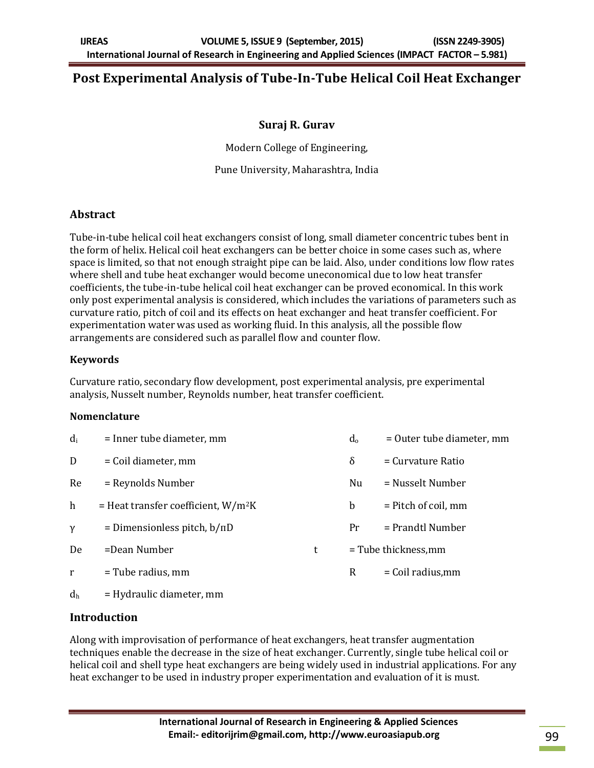# Post Experimental Analysis of Tube-In-Tube Helical Coil Heat Exchanger

**Suraj R. Gurav**

Modern College of Engineering,

Pune University, Maharashtra, India

## Abstract

Tube-in-tube helical coil heat exchangers consist of long, small diameter concentric tubes bent in the form of helix. Helical coil heat exchangers can be better choice in some cases such as, where space is limited, so that not enough straight pipe can be laid. Also, under conditions low flow rates where shell and tube heat exchanger would become uneconomical due to low heat transfer coefficients, the tube-in-tube helical coil heat exchanger can be proved economical. In this work only post experimental analysis is considered, which includes the variations of parameters such as curvature ratio, pitch of coil and its effects on heat exchanger and heat transfer coefficient. For experimentation water was used as working fluid. In this analysis, all the possible flow arrangements are considered such as parallel flow and counter flow.

### Keywords

Curvature ratio, secondary flow development, post experimental analysis, pre experimental analysis, Nusselt number, Reynolds number, heat transfer coefficient.

### Nomenclature

| | | | |
|---|---|---|---|
| $d_i$ | = Inner tube diameter, mm | $d_o$ | = Outer tube diameter, mm |
| D | = Coil diameter, mm | $\delta$ | = Curvature Ratio |
| Re | = Reynolds Number | Nu | = Nusselt Number |
| h | = Heat transfer coefficient, $W/m^2K$ | b | = Pitch of coil, mm |
| $\gamma$ | = Dimensionless pitch, $b/\pi D$ | Pr | = Prandtl Number |
| De | =Dean Number | t | = Tube thickness,mm |
| r | = Tube radius, mm | R | = Coil radius,mm |
| $d_h$ | = Hydraulic diameter, mm | | |

## Introduction

Along with improvisation of performance of heat exchangers, heat transfer augmentation techniques enable the decrease in the size of heat exchanger. Currently, single tube helical coil or helical coil and shell type heat exchangers are being widely used in industrial applications. For any heat exchanger to be used in industry proper experimentation and evaluation of it is must.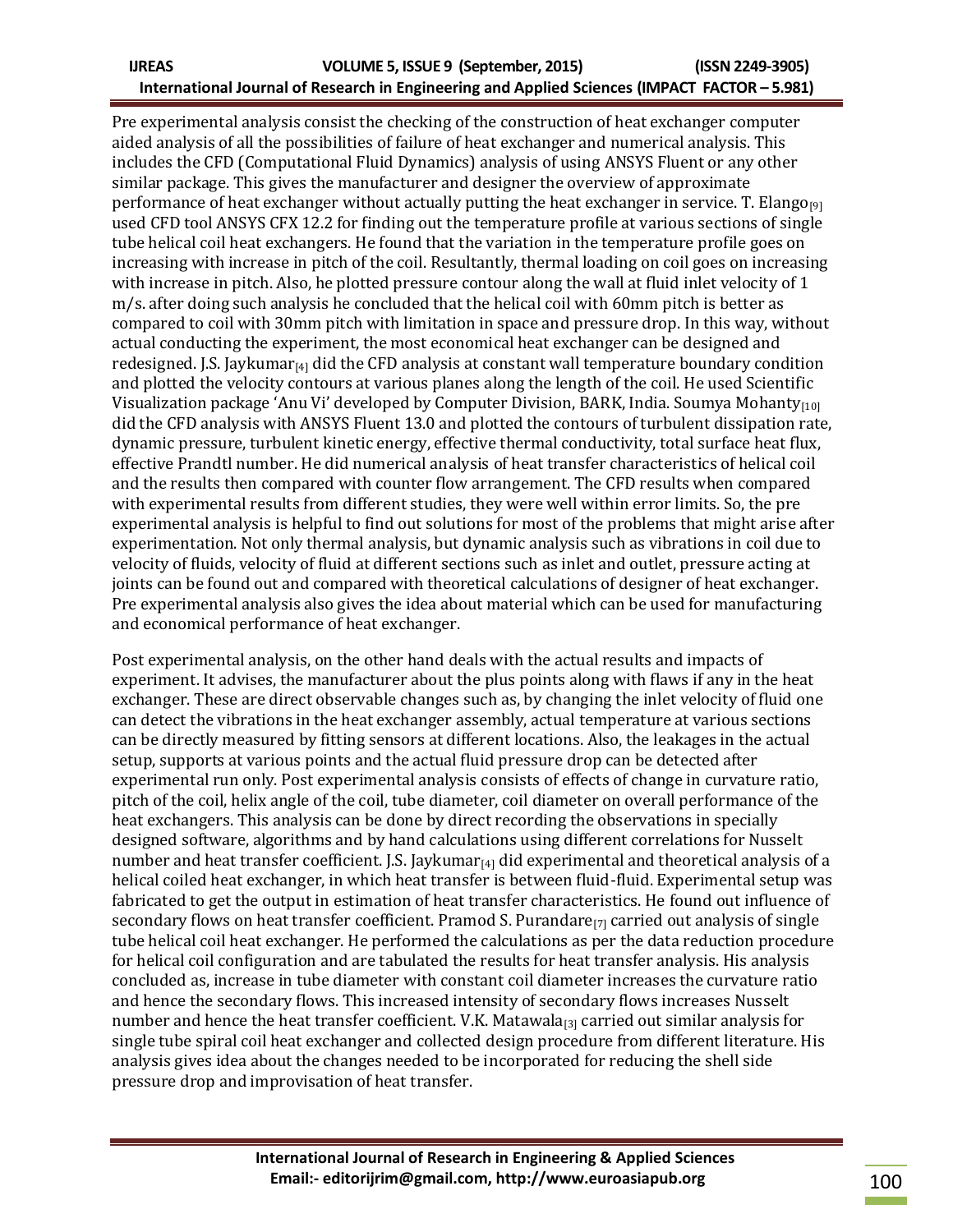Pre experimental analysis consist the checking of the construction of heat exchanger computer aided analysis of all the possibilities of failure of heat exchanger and numerical analysis. This includes the CFD (Computational Fluid Dynamics) analysis of using ANSYS Fluent or any other similar package. This gives the manufacturer and designer the overview of approximate performance of heat exchanger without actually putting the heat exchanger in service. T. Elango[9] used CFD tool ANSYS CFX 12.2 for finding out the temperature profile at various sections of single tube helical coil heat exchangers. He found that the variation in the temperature profile goes on increasing with increase in pitch of the coil. Resultantly, thermal loading on coil goes on increasing with increase in pitch. Also, he plotted pressure contour along the wall at fluid inlet velocity of 1 m/s. after doing such analysis he concluded that the helical coil with 60mm pitch is better as compared to coil with 30mm pitch with limitation in space and pressure drop. In this way, without actual conducting the experiment, the most economical heat exchanger can be designed and redesigned. J.S. Jaykumar[4] did the CFD analysis at constant wall temperature boundary condition and plotted the velocity contours at various planes along the length of the coil. He used Scientific Visualization package 'Anu Vi' developed by Computer Division, BARK, India. Soumya Mohanty[10] did the CFD analysis with ANSYS Fluent 13.0 and plotted the contours of turbulent dissipation rate, dynamic pressure, turbulent kinetic energy, effective thermal conductivity, total surface heat flux, effective Prandtl number. He did numerical analysis of heat transfer characteristics of helical coil and the results then compared with counter flow arrangement. The CFD results when compared with experimental results from different studies, they were well within error limits. So, the pre experimental analysis is helpful to find out solutions for most of the problems that might arise after experimentation. Not only thermal analysis, but dynamic analysis such as vibrations in coil due to velocity of fluids, velocity of fluid at different sections such as inlet and outlet, pressure acting at joints can be found out and compared with theoretical calculations of designer of heat exchanger. Pre experimental analysis also gives the idea about material which can be used for manufacturing and economical performance of heat exchanger.

Post experimental analysis, on the other hand deals with the actual results and impacts of experiment. It advises, the manufacturer about the plus points along with flaws if any in the heat exchanger. These are direct observable changes such as, by changing the inlet velocity of fluid one can detect the vibrations in the heat exchanger assembly, actual temperature at various sections can be directly measured by fitting sensors at different locations. Also, the leakages in the actual setup, supports at various points and the actual fluid pressure drop can be detected after experimental run only. Post experimental analysis consists of effects of change in curvature ratio, pitch of the coil, helix angle of the coil, tube diameter, coil diameter on overall performance of the heat exchangers. This analysis can be done by direct recording the observations in specially designed software, algorithms and by hand calculations using different correlations for Nusselt number and heat transfer coefficient. J.S. Jaykumar[4] did experimental and theoretical analysis of a helical coiled heat exchanger, in which heat transfer is between fluid-fluid. Experimental setup was fabricated to get the output in estimation of heat transfer characteristics. He found out influence of secondary flows on heat transfer coefficient. Pramod S. Purandare[7] carried out analysis of single tube helical coil heat exchanger. He performed the calculations as per the data reduction procedure for helical coil configuration and are tabulated the results for heat transfer analysis. His analysis concluded as, increase in tube diameter with constant coil diameter increases the curvature ratio and hence the secondary flows. This increased intensity of secondary flows increases Nusselt number and hence the heat transfer coefficient. V.K. Matawala[3] carried out similar analysis for single tube spiral coil heat exchanger and collected design procedure from different literature. His analysis gives idea about the changes needed to be incorporated for reducing the shell side pressure drop and improvisation of heat transfer.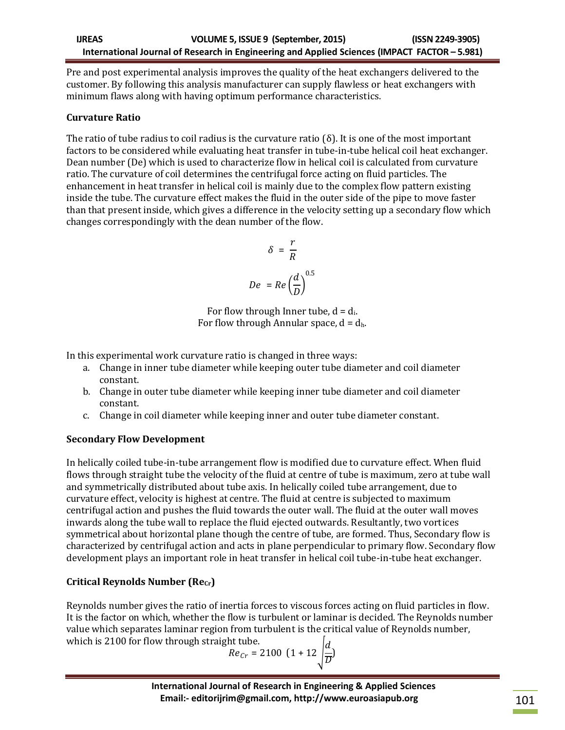Pre and post experimental analysis improves the quality of the heat exchangers delivered to the customer. By following this analysis manufacturer can supply flawless or heat exchangers with minimum flaws along with having optimum performance characteristics.

### Curvature Ratio

The ratio of tube radius to coil radius is the curvature ratio (δ). It is one of the most important factors to be considered while evaluating heat transfer in tube-in-tube helical coil heat exchanger. Dean number (De) which is used to characterize flow in helical coil is calculated from curvature ratio. The curvature of coil determines the centrifugal force acting on fluid particles. The enhancement in heat transfer in helical coil is mainly due to the complex flow pattern existing inside the tube. The curvature effect makes the fluid in the outer side of the pipe to move faster than that present inside, which gives a difference in the velocity setting up a secondary flow which changes correspondingly with the dean number of the flow.

$$\delta = \frac{r}{R}$$

$$De = Re\left(\frac{d}{D}\right)^{0.5}$$

For flow through Inner tube, $d = d_i$.
For flow through Annular space, $d = d_h$.

In this experimental work curvature ratio is changed in three ways:

a. Change in inner tube diameter while keeping outer tube diameter and coil diameter constant.
b. Change in outer tube diameter while keeping inner tube diameter and coil diameter constant.
c. Change in coil diameter while keeping inner and outer tube diameter constant.

### Secondary Flow Development

In helically coiled tube-in-tube arrangement flow is modified due to curvature effect. When fluid flows through straight tube the velocity of the fluid at centre of tube is maximum, zero at tube wall and symmetrically distributed about tube axis. In helically coiled tube arrangement, due to curvature effect, velocity is highest at centre. The fluid at centre is subjected to maximum centrifugal action and pushes the fluid towards the outer wall. The fluid at the outer wall moves inwards along the tube wall to replace the fluid ejected outwards. Resultantly, two vortices symmetrical about horizontal plane though the centre of tube, are formed. Thus, Secondary flow is characterized by centrifugal action and acts in plane perpendicular to primary flow. Secondary flow development plays an important role in heat transfer in helical coil tube-in-tube heat exchanger.

### Critical Reynolds Number ($Re_{Cr}$)

Reynolds number gives the ratio of inertia forces to viscous forces acting on fluid particles in flow. It is the factor on which, whether the flow is turbulent or laminar is decided. The Reynolds number value which separates laminar region from turbulent is the critical value of Reynolds number, which is 2100 for flow through straight tube.

$$Re_{Cr} = 2100\ \left(1 + 12\sqrt{\frac{d}{D}}\right)$$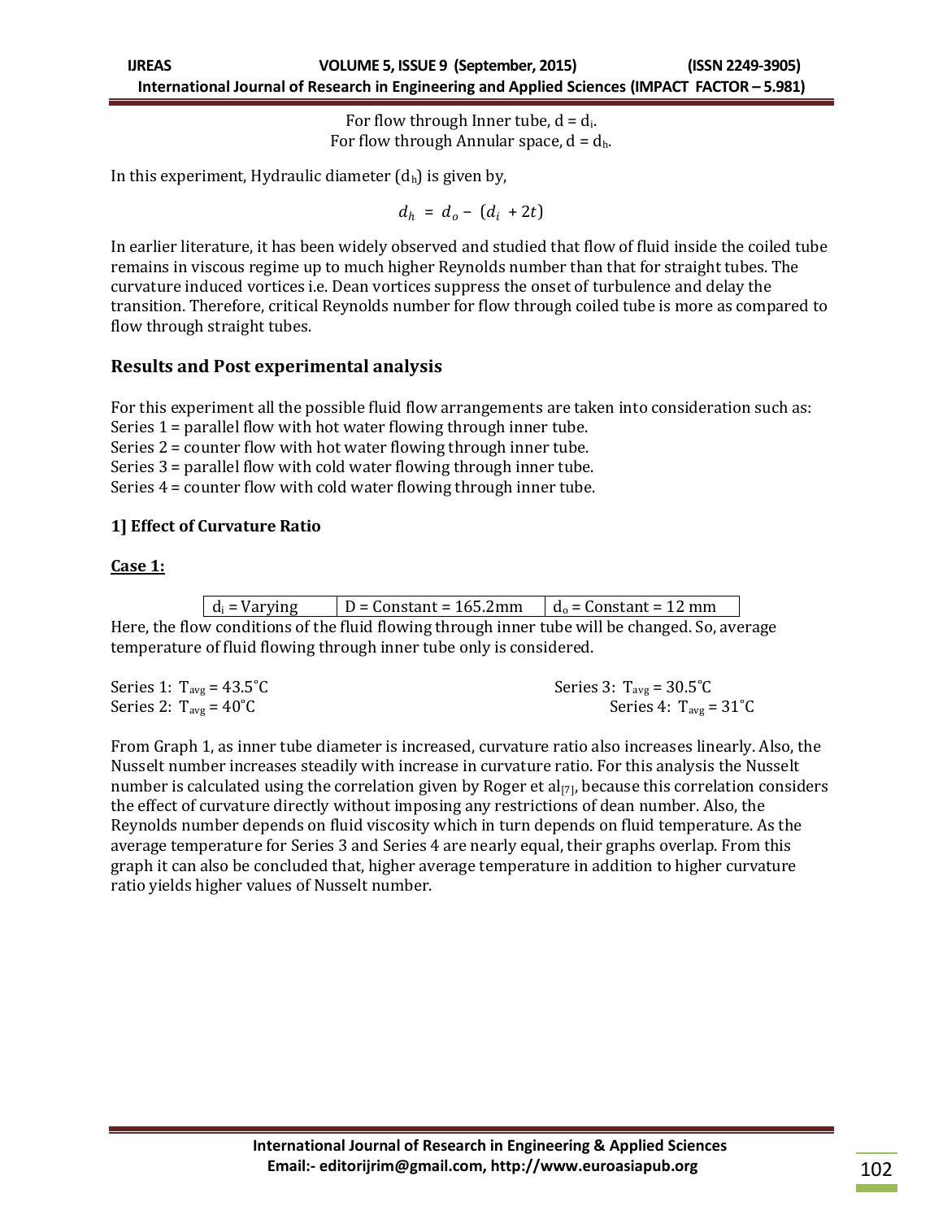For flow through Inner tube, $d = d_i$.
For flow through Annular space, $d = d_h$.

In this experiment, Hydraulic diameter ($d_h$) is given by,

$$d_h = d_o - (d_i + 2t)$$

In earlier literature, it has been widely observed and studied that flow of fluid inside the coiled tube remains in viscous regime up to much higher Reynolds number than that for straight tubes. The curvature induced vortices i.e. Dean vortices suppress the onset of turbulence and delay the transition. Therefore, critical Reynolds number for flow through coiled tube is more as compared to flow through straight tubes.

## Results and Post experimental analysis

For this experiment all the possible fluid flow arrangements are taken into consideration such as:
Series 1 = parallel flow with hot water flowing through inner tube.
Series 2 = counter flow with hot water flowing through inner tube.
Series 3 = parallel flow with cold water flowing through inner tube.
Series 4 = counter flow with cold water flowing through inner tube.

### 1] Effect of Curvature Ratio

**Case 1:**

| $d_i$ = Varying | D = Constant = 165.2mm | $d_o$ = Constant = 12 mm |
|---|---|---|

Here, the flow conditions of the fluid flowing through inner tube will be changed. So, average temperature of fluid flowing through inner tube only is considered.

Series 1: $T_{avg} = 43.5$˚C
Series 2: $T_{avg} = 40$˚C
Series 3: $T_{avg} = 30.5$˚C
Series 4: $T_{avg} = 31$˚C

From Graph 1, as inner tube diameter is increased, curvature ratio also increases linearly. Also, the Nusselt number increases steadily with increase in curvature ratio. For this analysis the Nusselt number is calculated using the correlation given by Roger et al[7], because this correlation considers the effect of curvature directly without imposing any restrictions of dean number. Also, the Reynolds number depends on fluid viscosity which in turn depends on fluid temperature. As the average temperature for Series 3 and Series 4 are nearly equal, their graphs overlap. From this graph it can also be concluded that, higher average temperature in addition to higher curvature ratio yields higher values of Nusselt number.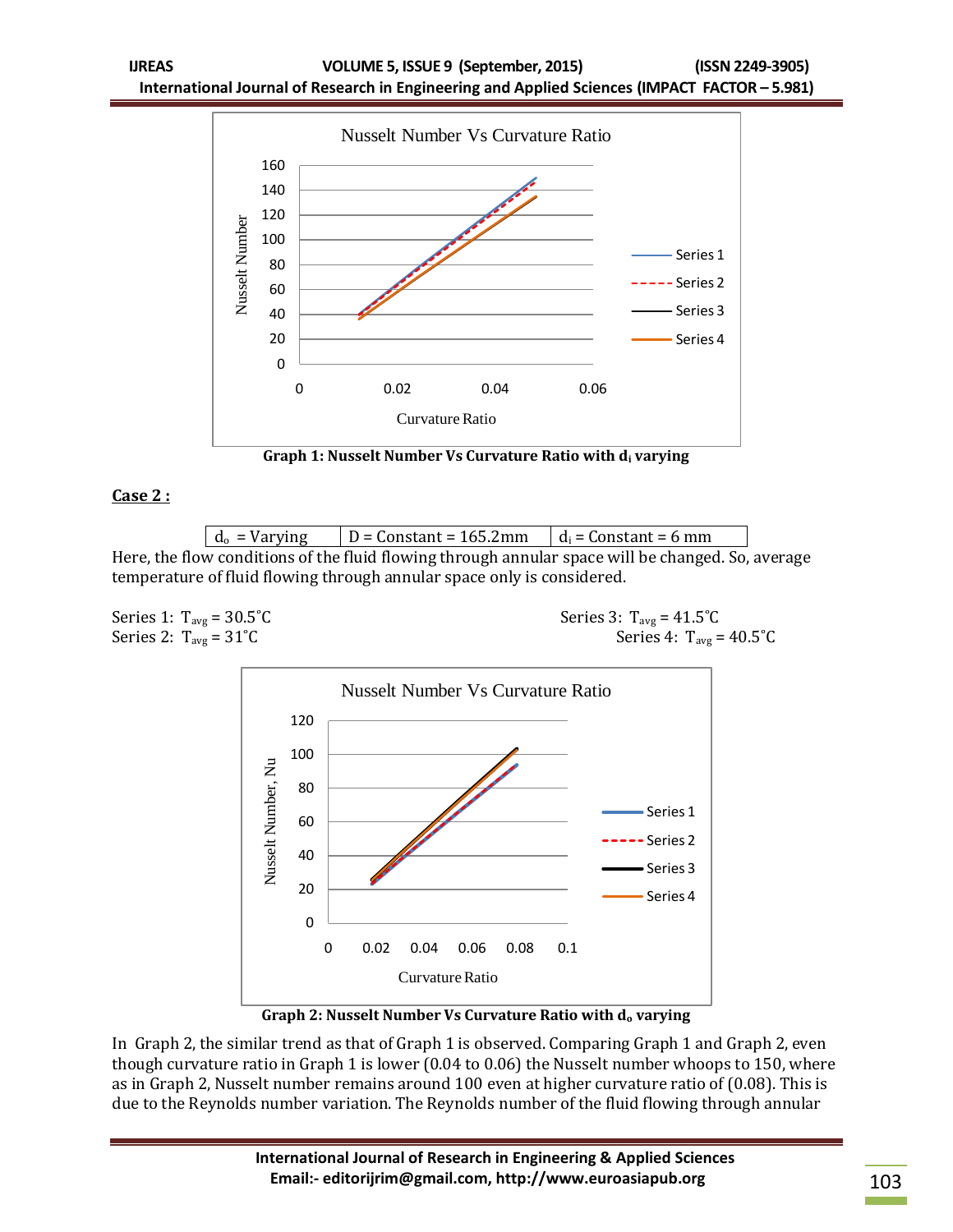Graph 1: Nusselt Number Vs Curvature Ratio with $d_i$ varying

**Case 2 :**

| $d_o$ = Varying | D = Constant = 165.2mm | $d_i$ = Constant = 6 mm |
|---|---|---|

Here, the flow conditions of the fluid flowing through annular space will be changed. So, average temperature of fluid flowing through annular space only is considered.

Series 1: $T_{avg}$ = 30.5˚C

Series 2: $T_{avg}$ = 31˚C

Series 3: $T_{avg}$ = 41.5˚C

Series 4: $T_{avg}$ = 40.5˚C

Graph 2: Nusselt Number Vs Curvature Ratio with $d_o$ varying

In Graph 2, the similar trend as that of Graph 1 is observed. Comparing Graph 1 and Graph 2, even though curvature ratio in Graph 1 is lower (0.04 to 0.06) the Nusselt number whoops to 150, where as in Graph 2, Nusselt number remains around 100 even at higher curvature ratio of (0.08). This is due to the Reynolds number variation. The Reynolds number of the fluid flowing through annular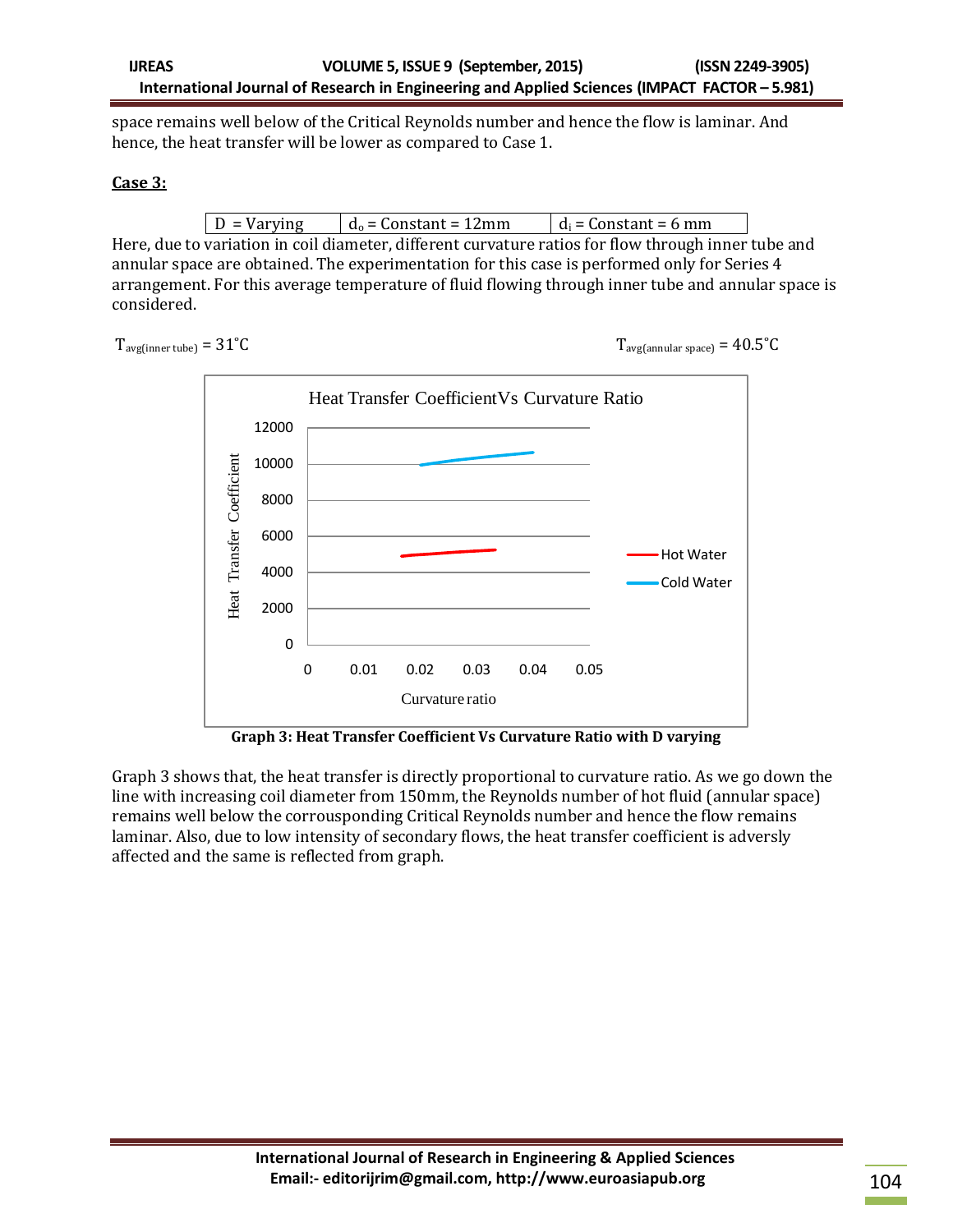space remains well below of the Critical Reynolds number and hence the flow is laminar. And hence, the heat transfer will be lower as compared to Case 1.

**Case 3:**

| D = Varying | $d_o$ = Constant = 12mm | $d_i$ = Constant = 6 mm |
|---|---|---|

Here, due to variation in coil diameter, different curvature ratios for flow through inner tube and annular space are obtained. The experimentation for this case is performed only for Series 4 arrangement. For this average temperature of fluid flowing through inner tube and annular space is considered.

$T_{avg(inner\ tube)} = 31^{\circ}C$ $T_{avg(annular\ space)} = 40.5^{\circ}C$

**Graph 3: Heat Transfer Coefficient Vs Curvature Ratio with D varying**

Graph 3 shows that, the heat transfer is directly proportional to curvature ratio. As we go down the line with increasing coil diameter from 150mm, the Reynolds number of hot fluid (annular space) remains well below the corrousponding Critical Reynolds number and hence the flow remains laminar. Also, due to low intensity of secondary flows, the heat transfer coefficient is adversly affected and the same is reflected from graph.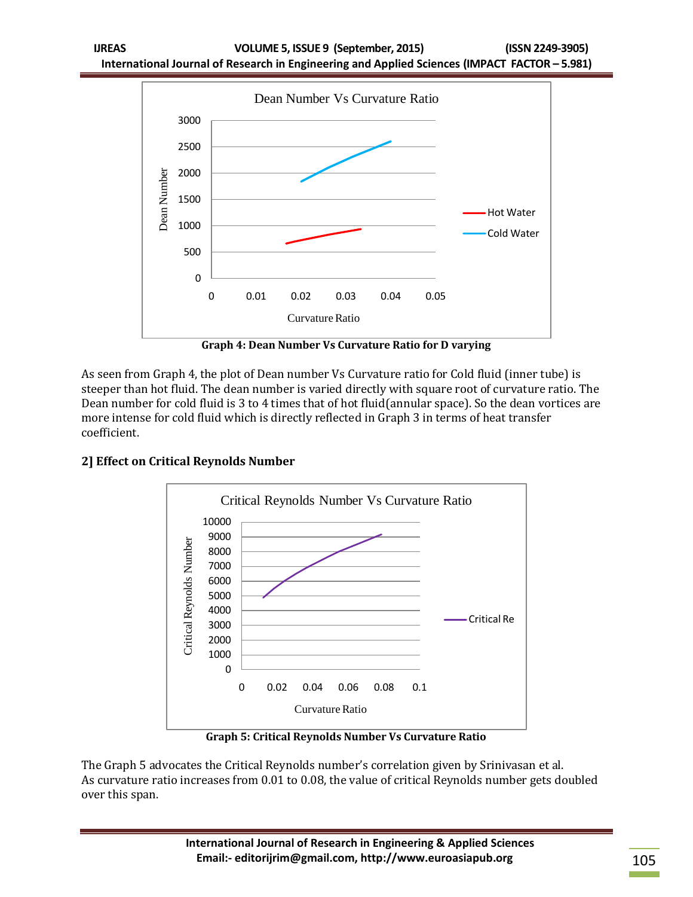Graph 4: Dean Number Vs Curvature Ratio for D varying

As seen from Graph 4, the plot of Dean number Vs Curvature ratio for Cold fluid (inner tube) is steeper than hot fluid. The dean number is varied directly with square root of curvature ratio. The Dean number for cold fluid is 3 to 4 times that of hot fluid(annular space). So the dean vortices are more intense for cold fluid which is directly reflected in Graph 3 in terms of heat transfer coefficient.

## 2] Effect on Critical Reynolds Number

Graph 5: Critical Reynolds Number Vs Curvature Ratio

The Graph 5 advocates the Critical Reynolds number's correlation given by Srinivasan et al. As curvature ratio increases from 0.01 to 0.08, the value of critical Reynolds number gets doubled over this span.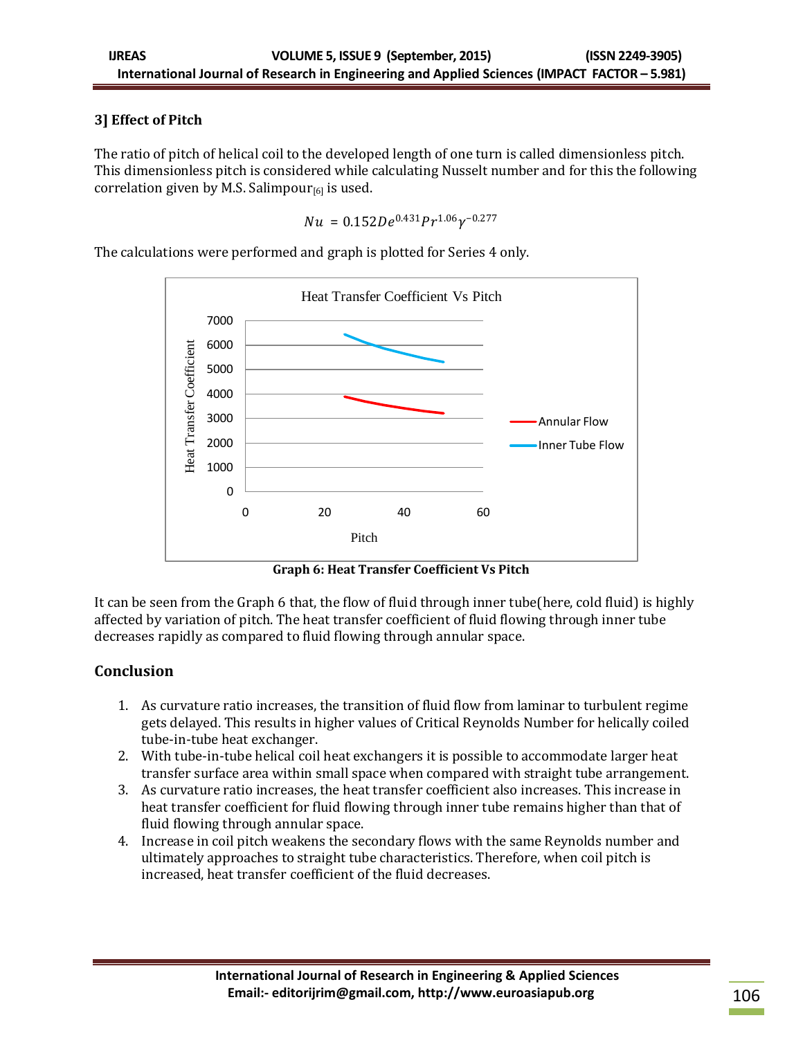### 3] Effect of Pitch

The ratio of pitch of helical coil to the developed length of one turn is called dimensionless pitch. This dimensionless pitch is considered while calculating Nusselt number and for this the following correlation given by M.S. Salimpour[6] is used.

$$Nu = 0.152 De^{0.431} Pr^{1.06} \gamma^{-0.277}$$

The calculations were performed and graph is plotted for Series 4 only.

**Graph 6: Heat Transfer Coefficient Vs Pitch**

It can be seen from the Graph 6 that, the flow of fluid through inner tube(here, cold fluid) is highly affected by variation of pitch. The heat transfer coefficient of fluid flowing through inner tube decreases rapidly as compared to fluid flowing through annular space.

## Conclusion

1. As curvature ratio increases, the transition of fluid flow from laminar to turbulent regime gets delayed. This results in higher values of Critical Reynolds Number for helically coiled tube-in-tube heat exchanger.
2. With tube-in-tube helical coil heat exchangers it is possible to accommodate larger heat transfer surface area within small space when compared with straight tube arrangement.
3. As curvature ratio increases, the heat transfer coefficient also increases. This increase in heat transfer coefficient for fluid flowing through inner tube remains higher than that of fluid flowing through annular space.
4. Increase in coil pitch weakens the secondary flows with the same Reynolds number and ultimately approaches to straight tube characteristics. Therefore, when coil pitch is increased, heat transfer coefficient of the fluid decreases.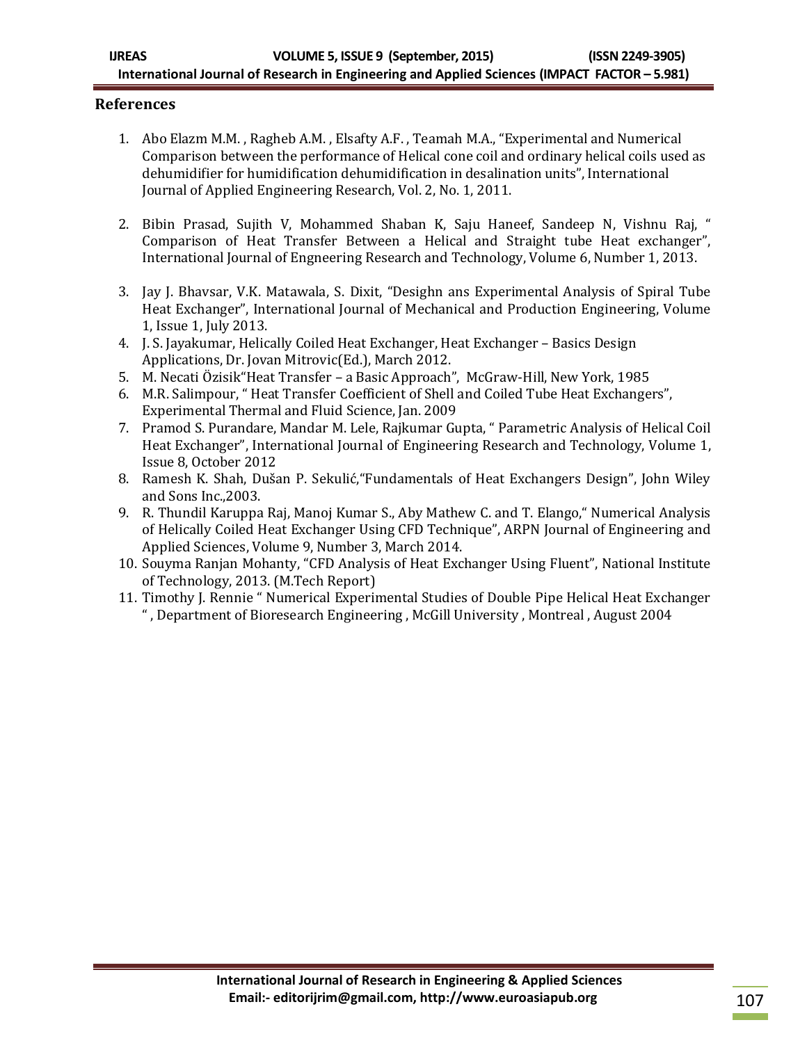## References

1. Abo Elazm M.M. , Ragheb A.M. , Elsafty A.F. , Teamah M.A., "Experimental and Numerical Comparison between the performance of Helical cone coil and ordinary helical coils used as dehumidifier for humidification dehumidification in desalination units", International Journal of Applied Engineering Research, Vol. 2, No. 1, 2011.

2. Bibin Prasad, Sujith V, Mohammed Shaban K, Saju Haneef, Sandeep N, Vishnu Raj, " Comparison of Heat Transfer Between a Helical and Straight tube Heat exchanger", International Journal of Engneering Research and Technology, Volume 6, Number 1, 2013.

3. Jay J. Bhavsar, V.K. Matawala, S. Dixit, "Desighn ans Experimental Analysis of Spiral Tube Heat Exchanger", International Journal of Mechanical and Production Engineering, Volume 1, Issue 1, July 2013.
4. J. S. Jayakumar, Helically Coiled Heat Exchanger, Heat Exchanger – Basics Design Applications, Dr. Jovan Mitrovic(Ed.), March 2012.
5. M. Necati Özisik"Heat Transfer – a Basic Approach", McGraw-Hill, New York, 1985
6. M.R. Salimpour, " Heat Transfer Coefficient of Shell and Coiled Tube Heat Exchangers", Experimental Thermal and Fluid Science, Jan. 2009
7. Pramod S. Purandare, Mandar M. Lele, Rajkumar Gupta, " Parametric Analysis of Helical Coil Heat Exchanger", International Journal of Engineering Research and Technology, Volume 1, Issue 8, October 2012
8. Ramesh K. Shah, Dušan P. Sekulić,"Fundamentals of Heat Exchangers Design", John Wiley and Sons Inc.,2003.
9. R. Thundil Karuppa Raj, Manoj Kumar S., Aby Mathew C. and T. Elango," Numerical Analysis of Helically Coiled Heat Exchanger Using CFD Technique", ARPN Journal of Engineering and Applied Sciences, Volume 9, Number 3, March 2014.
10. Souyma Ranjan Mohanty, "CFD Analysis of Heat Exchanger Using Fluent", National Institute of Technology, 2013. (M.Tech Report)
11. Timothy J. Rennie " Numerical Experimental Studies of Double Pipe Helical Heat Exchanger " , Department of Bioresearch Engineering , McGill University , Montreal , August 2004